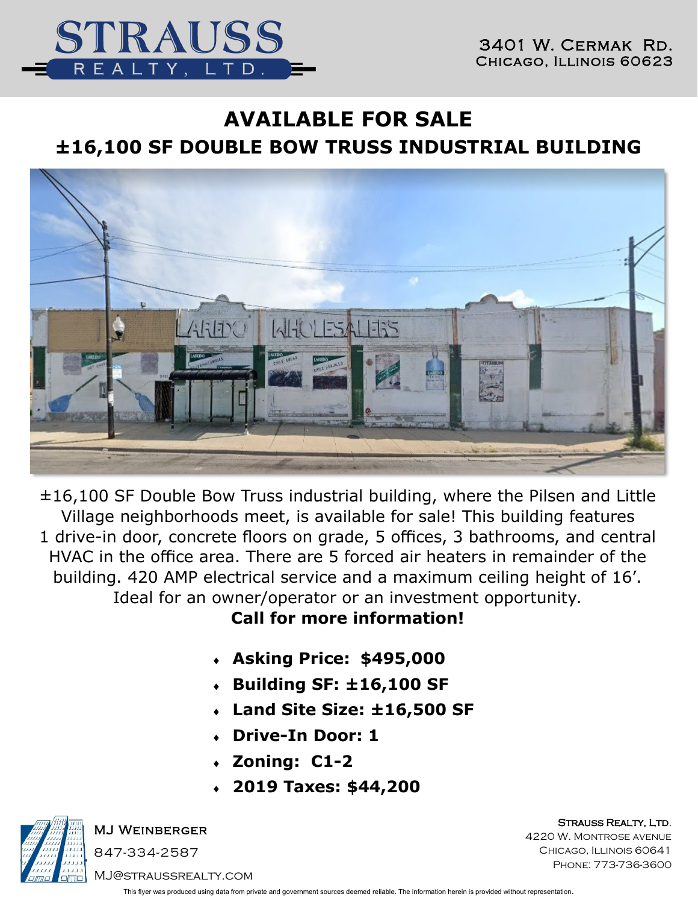# STRAUSS REALTY, LTD.

3401 W. Cermak Rd.
Chicago, Illinois 60623

## AVAILABLE FOR SALE

## ±16,100 SF DOUBLE BOW TRUSS INDUSTRIAL BUILDING

±16,100 SF Double Bow Truss industrial building, where the Pilsen and Little Village neighborhoods meet, is available for sale! This building features 1 drive-in door, concrete floors on grade, 5 offices, 3 bathrooms, and central HVAC in the office area. There are 5 forced air heaters in remainder of the building. 420 AMP electrical service and a maximum ceiling height of 16'. Ideal for an owner/operator or an investment opportunity.

**Call for more information!**

- **Asking Price: $495,000**
- **Building SF: ±16,100 SF**
- **Land Site Size: ±16,500 SF**
- **Drive-In Door: 1**
- **Zoning: C1-2**
- **2019 Taxes: $44,200**

MJ Weinberger
847-334-2587
MJ@straussrealty.com

Strauss Realty, Ltd.
4220 W. Montrose Avenue
Chicago, Illinois 60641
Phone: 773-736-3600

This flyer was produced using data from private and government sources deemed reliable. The information herein is provided without representation.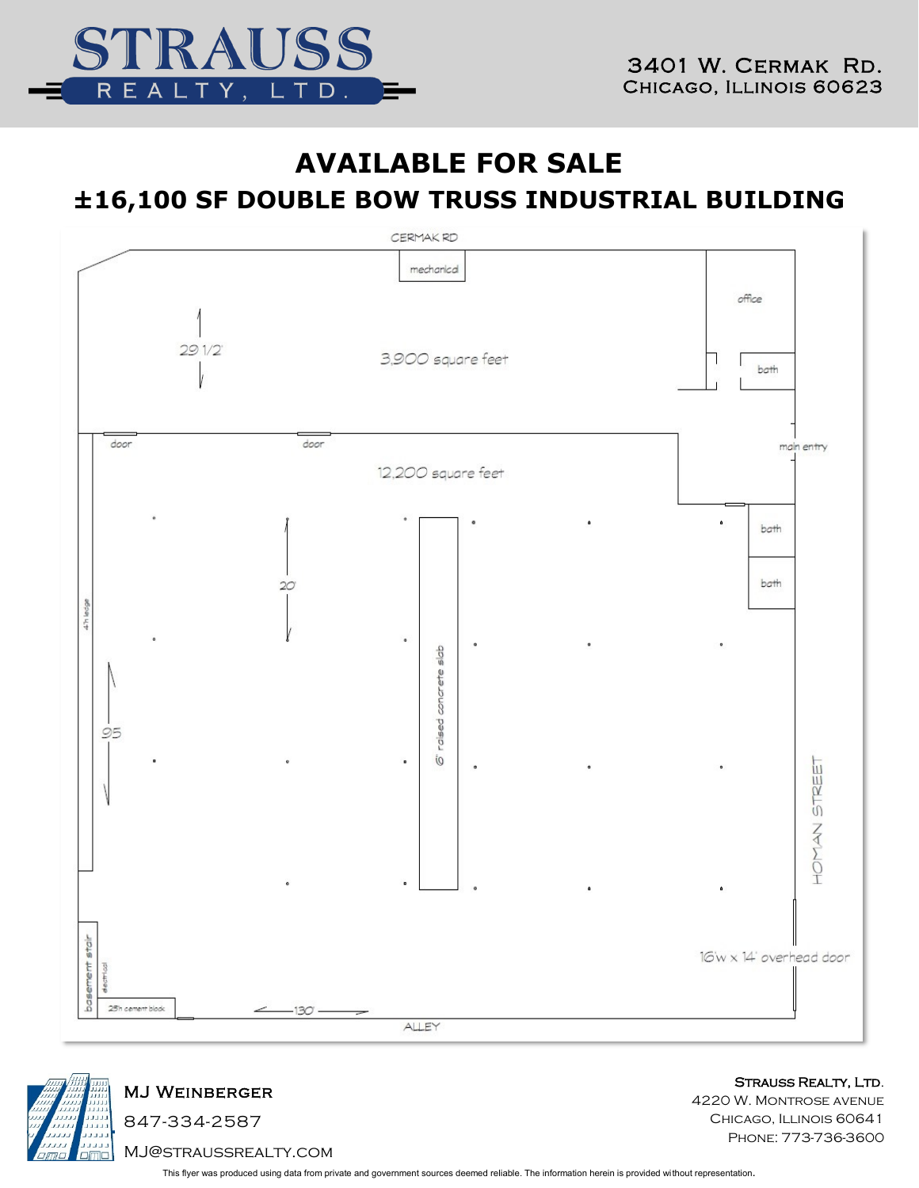STRAUSS REALTY, LTD.

3401 W. Cermak Rd.
Chicago, Illinois 60623

# AVAILABLE FOR SALE

## ±16,100 SF DOUBLE BOW TRUSS INDUSTRIAL BUILDING

CERMAK RD

mechanical

office

29 1/2'

3,900 square feet

bath

door

door

main entry

12,200 square feet

bath

bath

20'

4'h ledge

6' raised concrete slab

95

HOMAN STREET

16'w x 14' overhead door

basement stair

electrical

25'h cement block

130'

ALLEY

MJ Weinberger
847-334-2587
MJ@STRAUSSREALTY.COM

Strauss Realty, Ltd.
4220 W. Montrose Avenue
Chicago, Illinois 60641
Phone: 773-736-3600

This flyer was produced using data from private and government sources deemed reliable. The information herein is provided without representation.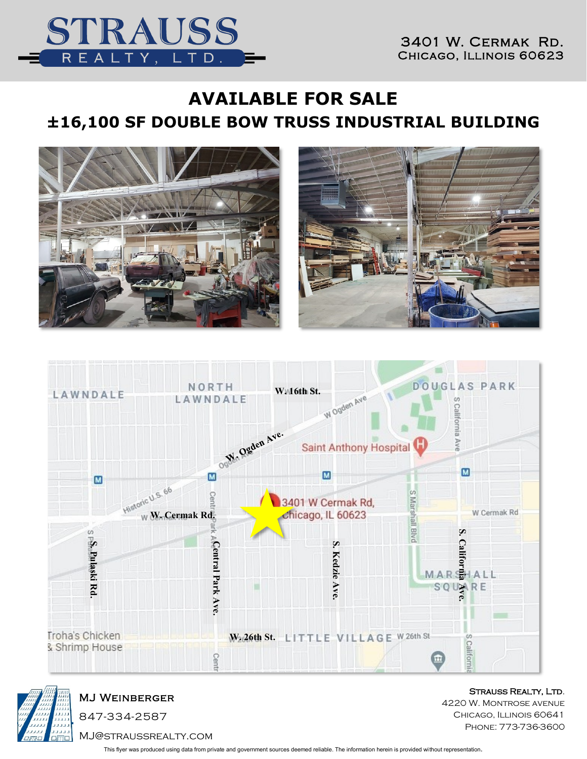# STRAUSS REALTY, LTD.

3401 W. Cermak Rd.
Chicago, Illinois 60623

## AVAILABLE FOR SALE

## ±16,100 SF DOUBLE BOW TRUSS INDUSTRIAL BUILDING

MJ Weinberger
847-334-2587
MJ@straussrealty.com

Strauss Realty, Ltd.
4220 W. Montrose Avenue
Chicago, Illinois 60641
Phone: 773-736-3600

This flyer was produced using data from private and government sources deemed reliable. The information herein is provided without representation.